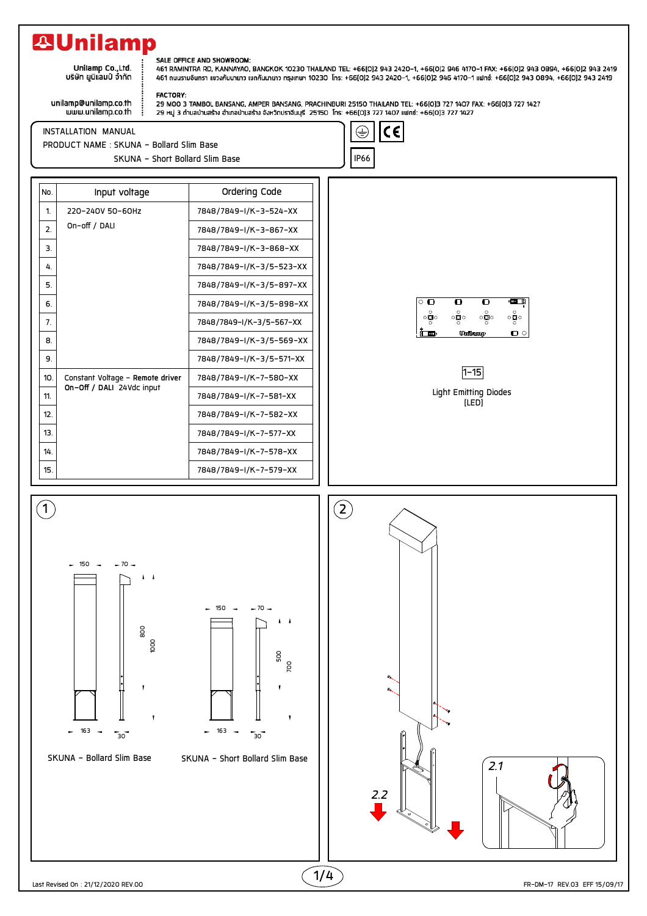# Unilamp

Unilamp Co.,Ltd.
บริษัท ยูนิแลมป์ จำกัด

unilamp@unilamp.co.th
www.unilamp.co.th

**SALE OFFICE AND SHOWROOM:**
461 RAMINTRA RD, KANNAYAO, BANGKOK 10230 THAILAND TEL: +66(0)2 943 2420-1, +66(0)2 946 4170-1 FAX: +66(0)2 943 0894, +66(0)2 943 2419
461 ถนนรามอินทรา แขวงคันนายาว เขตคันนายาว กรุงเทพฯ 10230 โทร: +66(0)2 943 2420-1, +66(0)2 946 4170-1 แฟกซ์: +66(0)2 943 0894, +66(0)2 943 2419

**FACTORY:**
29 MOO 3 TAMBOL BANSANG, AMPER BANSANG, PRACHINBURI 25150 THAILAND TEL: +66(0)3 727 1407 FAX: +66(0)3 727 1427
29 หมู่ 3 ตำบลบ้านสร้าง อำเภอบ้านสร้าง จังหวัดปราจีนบุรี 25150 โทร: +66(0)3 727 1407 แฟกซ์: +66(0)3 727 1427

INSTALLATION MANUAL
PRODUCT NAME : SKUNA – Bollard Slim Base
SKUNA – Short Bollard Slim Base

IP66

| No. | Input voltage | Ordering Code |
|---|---|---|
| 1. | 220-240V 50-60Hz On-off / DALI | 7848/7849-I/K-3-524-XX |
| 2. | | 7848/7849-I/K-3-867-XX |
| 3. | | 7848/7849-I/K-3-868-XX |
| 4. | | 7848/7849-I/K-3/5-523-XX |
| 5. | | 7848/7849-I/K-3/5-897-XX |
| 6. | | 7848/7849-I/K-3/5-898-XX |
| 7. | | 7848/7849-I/K-3/5-567-XX |
| 8. | | 7848/7849-I/K-3/5-569-XX |
| 9. | | 7848/7849-I/K-3/5-571-XX |
| 10. | Constant Voltage – Remote driver On-Off / DALI 24Vdc input | 7848/7849-I/K-7-580-XX |
| 11. | | 7848/7849-I/K-7-581-XX |
| 12. | | 7848/7849-I/K-7-582-XX |
| 13. | | 7848/7849-I/K-7-577-XX |
| 14. | | 7848/7849-I/K-7-578-XX |
| 15. | | 7848/7849-I/K-7-579-XX |

1-15

Light Emitting Diodes
(LED)

**1**

150, 70, 800, 1000, 163, 30

SKUNA – Bollard Slim Base

150, 70, 500, 700, 163, 30

SKUNA – Short Bollard Slim Base

**2**

2.1

2.2

Last Revised On : 21/12/2020 REV.00

FR-DM-17 REV.03 EFF 15/09/17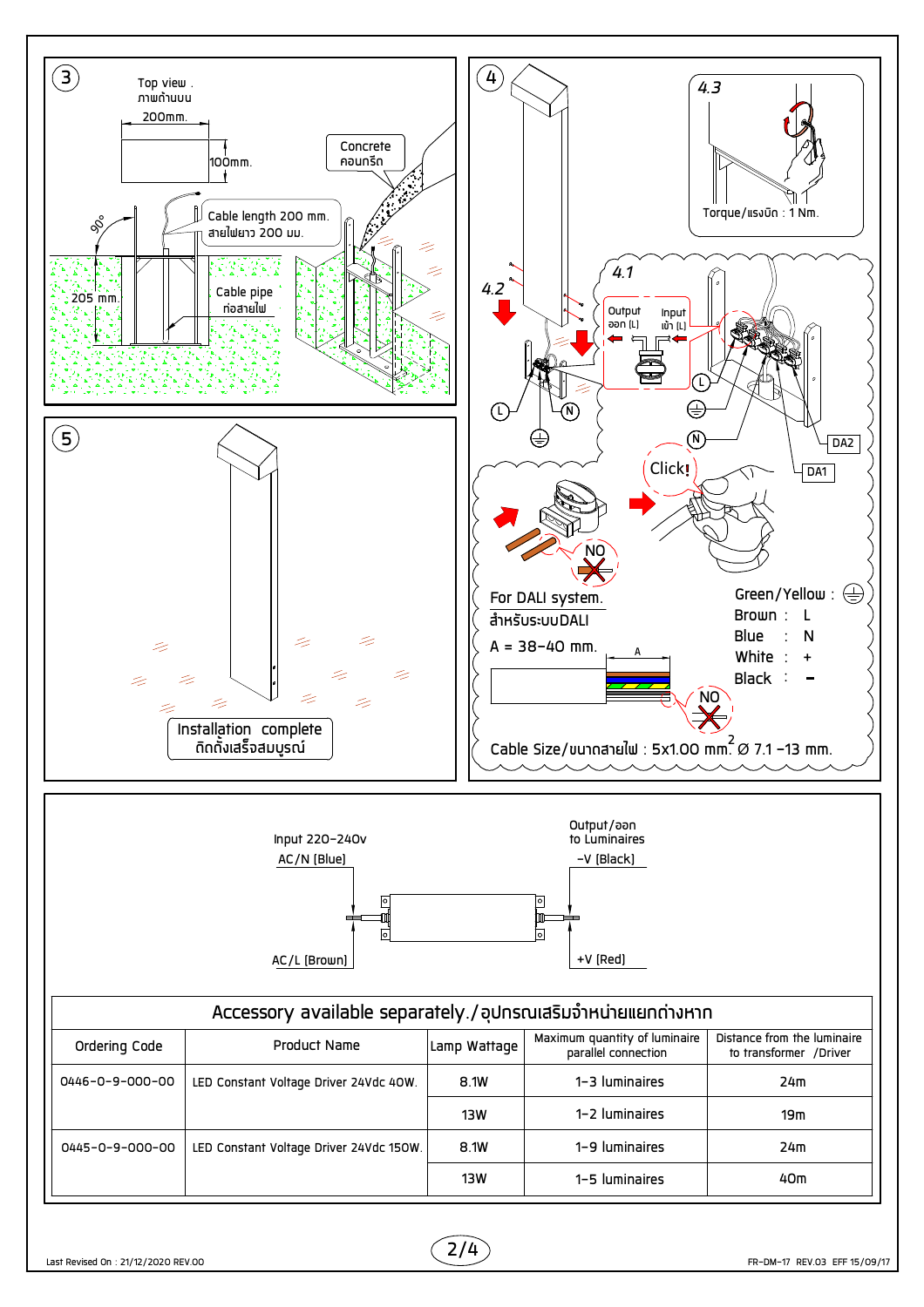### 3

Top view . ภาพด้านบน

200mm.

100mm.

90°

205 mm.

Cable length 200 mm. สายไฟยาว 200 มม.

Cable pipe ท่อสายไฟ

Concrete คอนกรีต

### 4

4.3

Torque/แรงบิด : 1 Nm.

4.1

4.2

Output ออก [L]

Input เข้า [L]

L

N

DA2

DA1

Click!

NO

For DALI system. สำหรับระบบDALI

A = 38-40 mm.

A

Green/Yellow : ⏚

Brown : L

Blue : N

White : +

Black : -

Cable Size/ขนาดสายไฟ : 5x1.00 mm.$^2$ Ø 7.1 -13 mm.

### 5

Installation complete ติดตั้งเสร็จสมบูรณ์

Input 220-240v

AC/N [Blue]

AC/L [Brown]

Output/ออก to Luminaires

-V [Black]

+V [Red]

| Accessory available separately./อุปกรณ์เสริมจำหน่ายแยกต่างหาก | | | | |
|---|---|---|---|---|
| Ordering Code | Product Name | Lamp Wattage | Maximum quantity of luminaire parallel connection | Distance from the luminaire to transformer /Driver |
| 0446-0-9-000-00 | LED Constant Voltage Driver 24Vdc 40W. | 8.1W | 1-3 luminaires | 24m |
| | | 13W | 1-2 luminaires | 19m |
| 0445-0-9-000-00 | LED Constant Voltage Driver 24Vdc 150W. | 8.1W | 1-9 luminaires | 24m |
| | | 13W | 1-5 luminaires | 40m |

Last Revised On : 21/12/2020 REV.00

FR-DM-17 REV.03 EFF 15/09/17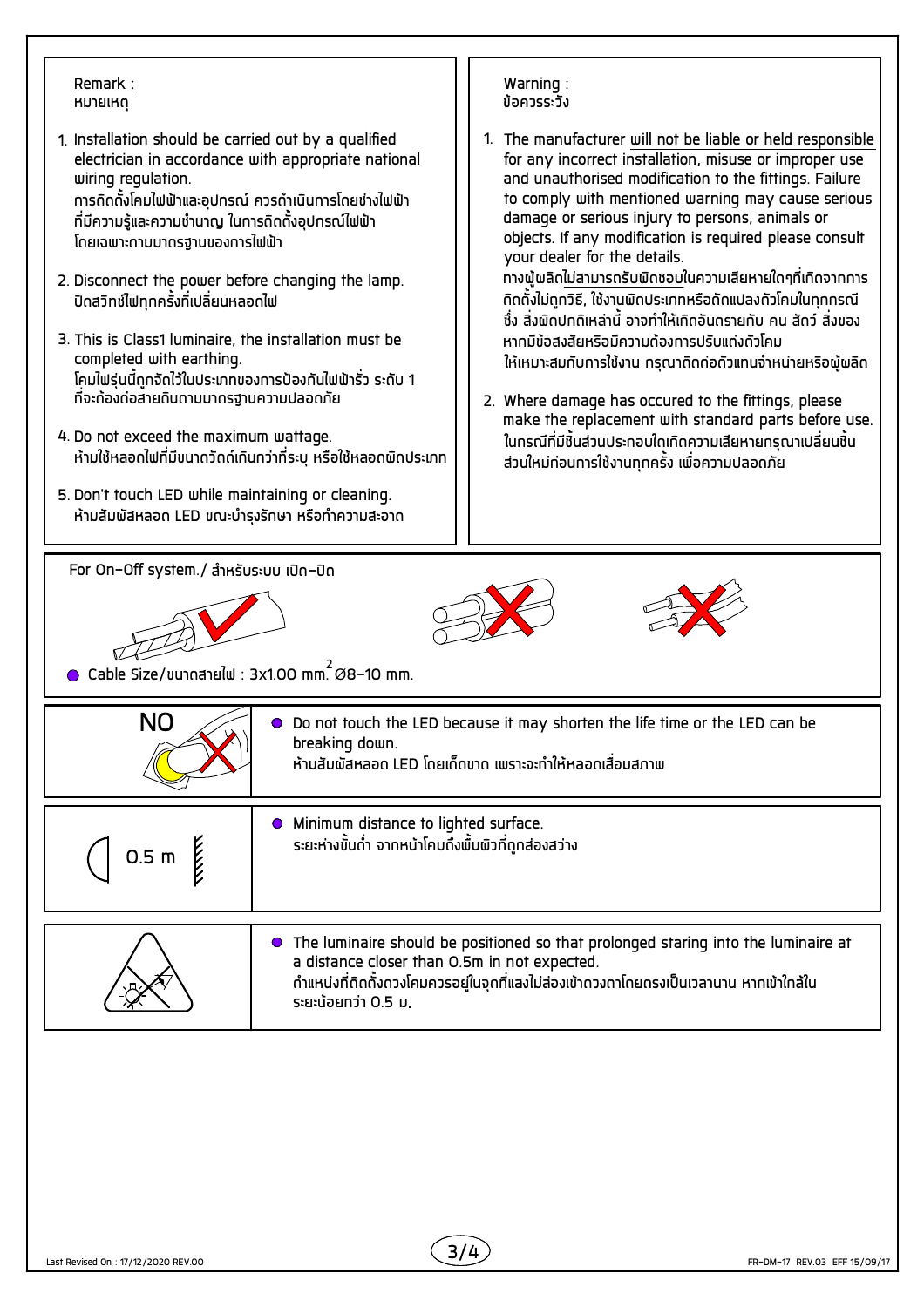## Remark :
หมายเหตุ

1. Installation should be carried out by a qualified electrician in accordance with appropriate national wiring regulation.
   การติดตั้งโคมไฟฟ้าและอุปกรณ์ ควรดำเนินการโดยช่างไฟฟ้าที่มีความรู้และความชำนาญ ในการติดตั้งอุปกรณ์ไฟฟ้า โดยเฉพาะตามมาตรฐานของการไฟฟ้า
2. Disconnect the power before changing the lamp.
   ปิดสวิทช์ไฟทุกครั้งที่เปลี่ยนหลอดไฟ
3. This is Class1 luminaire, the installation must be completed with earthing.
   โคมไฟรุ่นนี้ถูกจัดไว้ในประเภทของการป้องกันไฟฟ้ารั่ว ระดับ 1 ที่จะต้องต่อสายดินตามมาตรฐานความปลอดภัย
4. Do not exceed the maximum wattage.
   ห้ามใช้หลอดไฟที่มีขนาดวัตต์เกินกว่าที่ระบุ หรือใช้หลอดผิดประเภท
5. Don't touch LED while maintaining or cleaning.
   ห้ามสัมผัสหลอด LED ขณะบำรุงรักษา หรือทำความสะอาด

## Warning :
ข้อควรระวัง

1. The manufacturer will not be liable or held responsible for any incorrect installation, misuse or improper use and unauthorised modification to the fittings. Failure to comply with mentioned warning may cause serious damage or serious injury to persons, animals or objects. If any modification is required please consult your dealer for the details.
   ทางผู้ผลิตไม่สามารถรับผิดชอบในความเสียหายใดๆที่เกิดจากการติดตั้งไม่ถูกวิธี, ใช้งานผิดประเภทหรือดัดแปลงตัวโคมในทุกกรณี ซึ่ง สิ่งผิดปกติเหล่านี้ อาจทำให้เกิดอันตรายกับ คน สัตว์ สิ่งของ หากมีข้อสงสัยหรือมีความต้องการปรับแต่งตัวโคม ให้เหมาะสมกับการใช้งาน กรุณาติดต่อตัวแทนจำหน่ายหรือผู้ผลิต
2. Where damage has occured to the fittings, please make the replacement with standard parts before use.
   ในกรณีที่มีชิ้นส่วนประกอบใดเกิดความเสียหายกรุณาเปลี่ยนชิ้นส่วนใหม่ก่อนการใช้งานทุกครั้ง เพื่อความปลอดภัย

For On-Off system./ สำหรับระบบ เปิด-ปิด

- Cable Size/ขนาดสายไฟ : 3x1.00 $mm^2$ Ø8-10 mm.

| | |
|---|---|
| NO | - Do not touch the LED because it may shorten the life time or the LED can be breaking down.<br>ห้ามสัมผัสหลอด LED โดยเด็ดขาด เพราะจะทำให้หลอดเสื่อมสภาพ |
| 0.5 m | - Minimum distance to lighted surface.<br>ระยะห่างขั้นต่ำ จากหน้าโคมถึงพื้นผิวที่ถูกส่องสว่าง |
| | - The luminaire should be positioned so that prolonged staring into the luminaire at a distance closer than 0.5m in not expected.<br>ตำแหน่งที่ติดตั้งดวงโคมควรอยู่ในจุดที่แสงไม่ส่องเข้าดวงตาโดยตรงเป็นเวลานาน หากเข้าใกล้ในระยะน้อยกว่า 0.5 ม. |

Last Revised On : 17/12/2020 REV.00

FR-DM-17 REV.03 EFF 15/09/17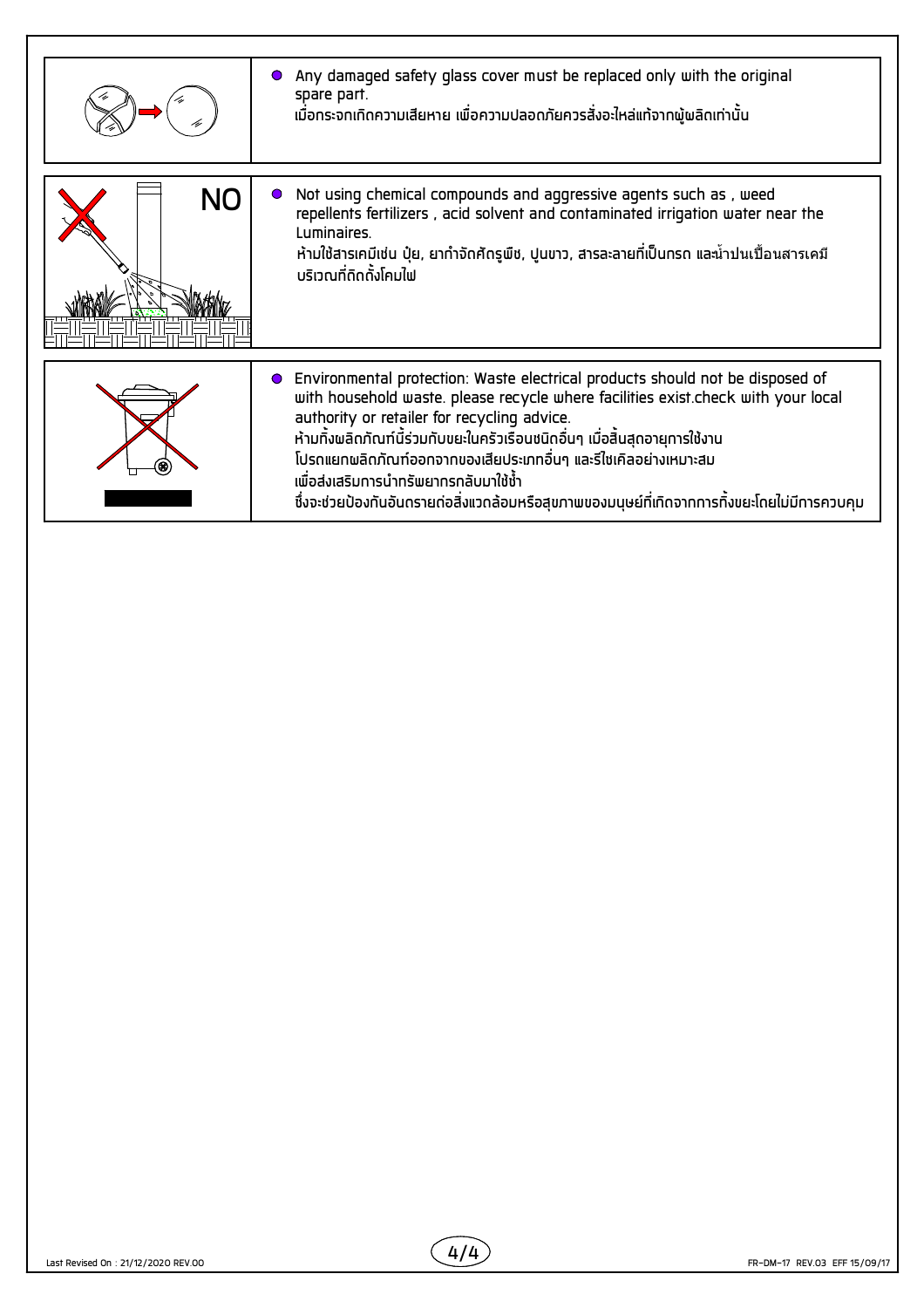| | |
|---|---|
| | - Any damaged safety glass cover must be replaced only with the original spare part.<br>เมื่อกระจกเกิดความเสียหาย เพื่อความปลอดภัยควรสั่งอะไหล่แท้จากผู้ผลิตเท่านั้น |
| NO | - Not using chemical compounds and aggressive agents such as , weed repellents fertilizers , acid solvent and contaminated irrigation water near the Luminaires.<br>ห้ามใช้สารเคมีเช่น ปุ๋ย, ยากำจัดศัตรูพืช, ปูนขาว, สารละลายที่เป็นกรด และน้ำปนเปื้อนสารเคมี บริเวณที่ติดตั้งโคมไฟ |
| | - Environmental protection: Waste electrical products should not be disposed of with household waste. please recycle where facilities exist.check with your local authority or retailer for recycling advice.<br>ห้ามทิ้งผลิตภัณฑ์นี้ร่วมกับขยะในครัวเรือนชนิดอื่นๆ เมื่อสิ้นสุดอายุการใช้งาน<br>โปรดแยกผลิตภัณฑ์ออกจากของเสียประเภทอื่นๆ และรีไซเคิลอย่างเหมาะสม<br>เพื่อส่งเสริมการนำทรัพยากรกลับมาใช้ซ้ำ<br>ซึ่งจะช่วยป้องกันอันตรายต่อสิ่งแวดล้อมหรือสุขภาพของมนุษย์ที่เกิดจากการทิ้งขยะโดยไม่มีการควบคุม |

Last Revised On : 21/12/2020 REV.00

FR-DM-17 REV.03 EFF 15/09/17